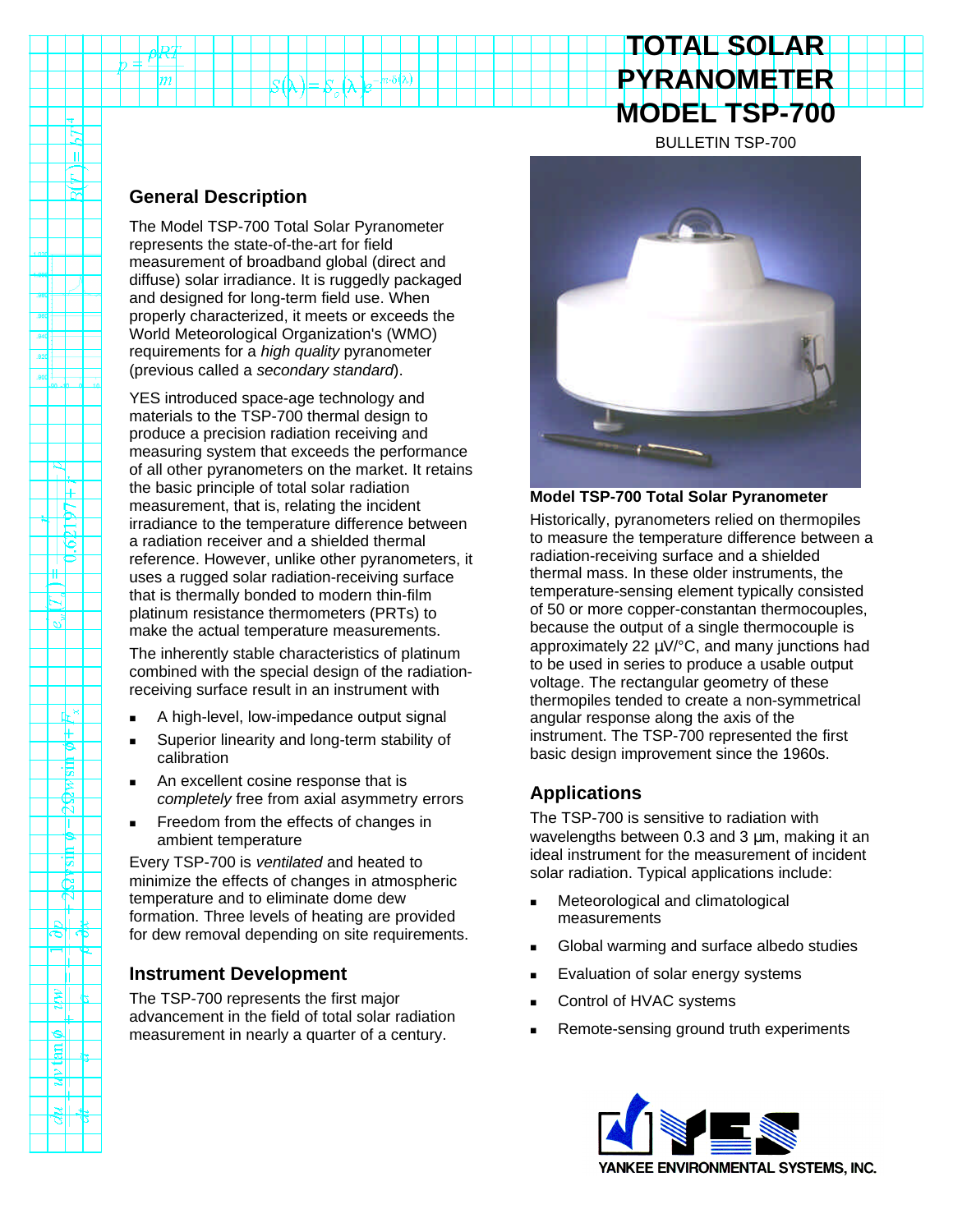# TOTAL SOLAR PYRANOMETER MODEL TSP-700

BULLETIN TSP-700

## General Description

The Model TSP-700 Total Solar Pyranometer represents the state-of-the-art for field measurement of broadband global (direct and diffuse) solar irradiance. It is ruggedly packaged and designed for long-term field use. When properly characterized, it meets or exceeds the World Meteorological Organization's (WMO) requirements for a *high quality* pyranometer (previous called a *secondary standard*).

YES introduced space-age technology and materials to the TSP-700 thermal design to produce a precision radiation receiving and measuring system that exceeds the performance of all other pyranometers on the market. It retains the basic principle of total solar radiation measurement, that is, relating the incident irradiance to the temperature difference between a radiation receiver and a shielded thermal reference. However, unlike other pyranometers, it uses a rugged solar radiation-receiving surface that is thermally bonded to modern thin-film platinum resistance thermometers (PRTs) to make the actual temperature measurements.

The inherently stable characteristics of platinum combined with the special design of the radiation-receiving surface result in an instrument with

- A high-level, low-impedance output signal
- Superior linearity and long-term stability of calibration
- An excellent cosine response that is *completely* free from axial asymmetry errors
- Freedom from the effects of changes in ambient temperature

Every TSP-700 is *ventilated* and heated to minimize the effects of changes in atmospheric temperature and to eliminate dome dew formation. Three levels of heating are provided for dew removal depending on site requirements.

## Instrument Development

The TSP-700 represents the first major advancement in the field of total solar radiation measurement in nearly a quarter of a century.

**Model TSP-700 Total Solar Pyranometer**

Historically, pyranometers relied on thermopiles to measure the temperature difference between a radiation-receiving surface and a shielded thermal mass. In these older instruments, the temperature-sensing element typically consisted of 50 or more copper-constantan thermocouples, because the output of a single thermocouple is approximately 22 µV/°C, and many junctions had to be used in series to produce a usable output voltage. The rectangular geometry of these thermopiles tended to create a non-symmetrical angular response along the axis of the instrument. The TSP-700 represented the first basic design improvement since the 1960s.

## Applications

The TSP-700 is sensitive to radiation with wavelengths between 0.3 and 3 µm, making it an ideal instrument for the measurement of incident solar radiation. Typical applications include:

- Meteorological and climatological measurements
- Global warming and surface albedo studies
- Evaluation of solar energy systems
- Control of HVAC systems
- Remote-sensing ground truth experiments

YANKEE ENVIRONMENTAL SYSTEMS, INC.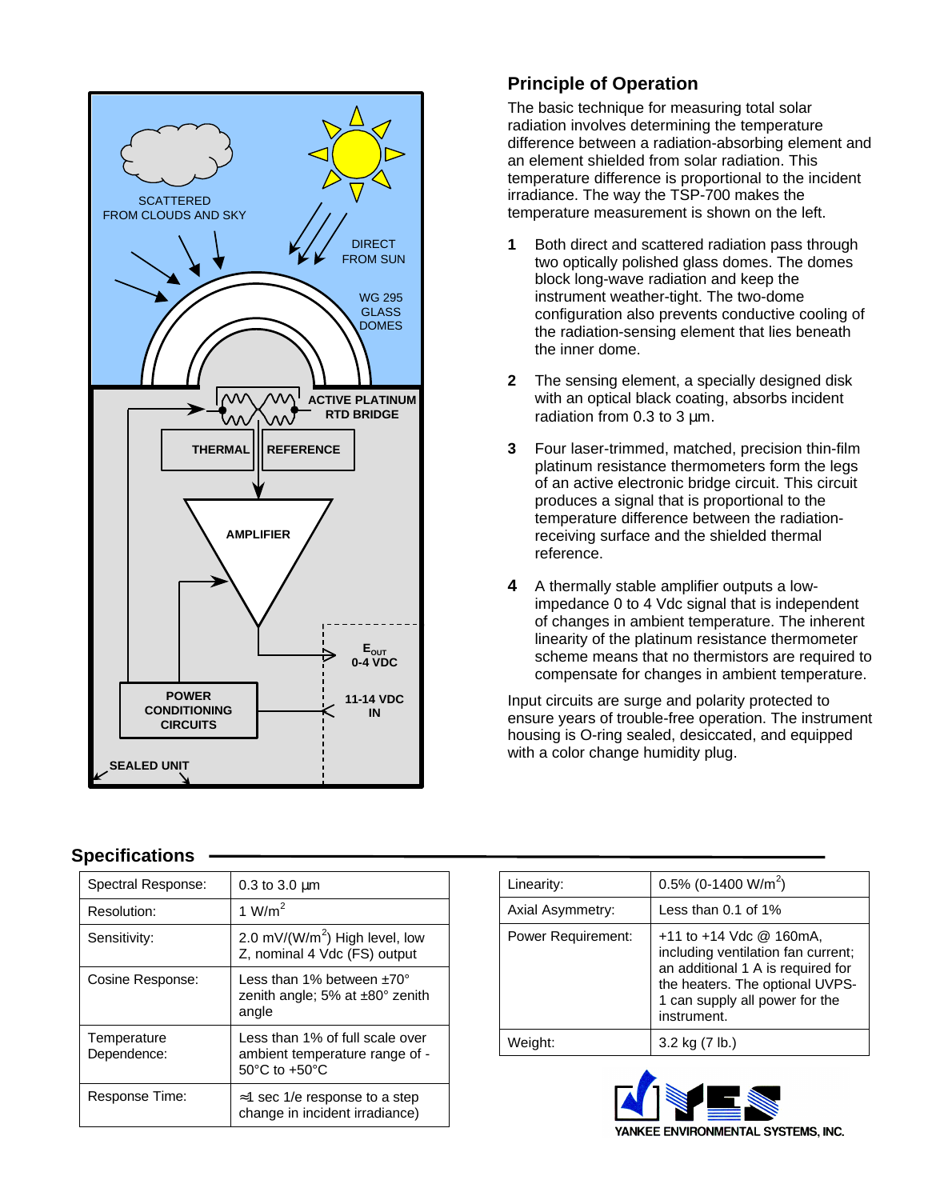## Principle of Operation

The basic technique for measuring total solar radiation involves determining the temperature difference between a radiation-absorbing element and an element shielded from solar radiation. This temperature difference is proportional to the incident irradiance. The way the TSP-700 makes the temperature measurement is shown on the left.

1. Both direct and scattered radiation pass through two optically polished glass domes. The domes block long-wave radiation and keep the instrument weather-tight. The two-dome configuration also prevents conductive cooling of the radiation-sensing element that lies beneath the inner dome.

2. The sensing element, a specially designed disk with an optical black coating, absorbs incident radiation from 0.3 to 3 µm.

3. Four laser-trimmed, matched, precision thin-film platinum resistance thermometers form the legs of an active electronic bridge circuit. This circuit produces a signal that is proportional to the temperature difference between the radiation-receiving surface and the shielded thermal reference.

4. A thermally stable amplifier outputs a low-impedance 0 to 4 Vdc signal that is independent of changes in ambient temperature. The inherent linearity of the platinum resistance thermometer scheme means that no thermistors are required to compensate for changes in ambient temperature.

Input circuits are surge and polarity protected to ensure years of trouble-free operation. The instrument housing is O-ring sealed, desiccated, and equipped with a color change humidity plug.

## Specifications

| | |
|---|---|
| Spectral Response: | 0.3 to 3.0 µm |
| Resolution: | 1 W/m$^2$ |
| Sensitivity: | 2.0 mV/(W/m$^2$) High level, low Z, nominal 4 Vdc (FS) output |
| Cosine Response: | Less than 1% between ±70° zenith angle; 5% at ±80° zenith angle |
| Temperature Dependence: | Less than 1% of full scale over ambient temperature range of -50°C to +50°C |
| Response Time: | ≈1 sec 1/e response to a step change in incident irradiance) |

| | |
|---|---|
| Linearity: | 0.5% (0-1400 W/m$^2$) |
| Axial Asymmetry: | Less than 0.1 of 1% |
| Power Requirement: | +11 to +14 Vdc @ 160mA, including ventilation fan current; an additional 1 A is required for the heaters. The optional UVPS-1 can supply all power for the instrument. |
| Weight: | 3.2 kg (7 lb.) |

YANKEE ENVIRONMENTAL SYSTEMS, INC.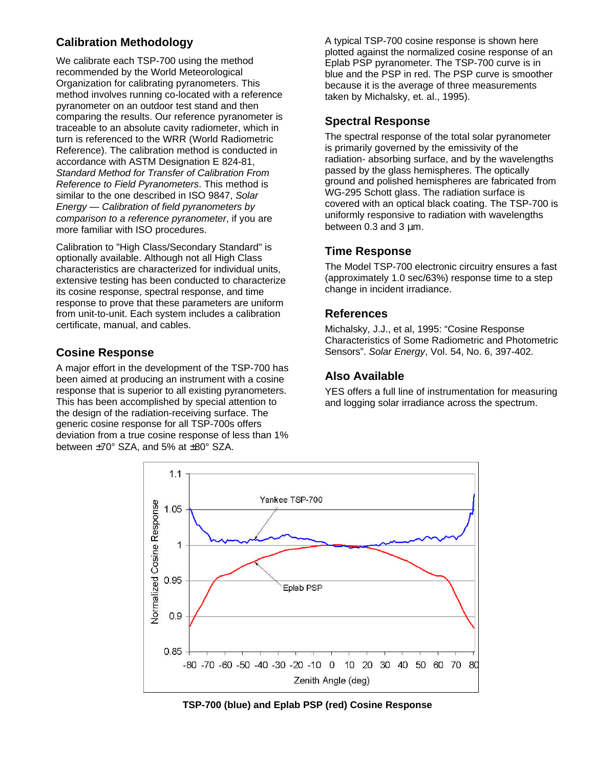## Calibration Methodology

We calibrate each TSP-700 using the method recommended by the World Meteorological Organization for calibrating pyranometers. This method involves running co-located with a reference pyranometer on an outdoor test stand and then comparing the results. Our reference pyranometer is traceable to an absolute cavity radiometer, which in turn is referenced to the WRR (World Radiometric Reference). The calibration method is conducted in accordance with ASTM Designation E 824-81, *Standard Method for Transfer of Calibration From Reference to Field Pyranometers*. This method is similar to the one described in ISO 9847, *Solar Energy — Calibration of field pyranometers by comparison to a reference pyranometer*, if you are more familiar with ISO procedures.

Calibration to "High Class/Secondary Standard" is optionally available. Although not all High Class characteristics are characterized for individual units, extensive testing has been conducted to characterize its cosine response, spectral response, and time response to prove that these parameters are uniform from unit-to-unit. Each system includes a calibration certificate, manual, and cables.

## Cosine Response

A major effort in the development of the TSP-700 has been aimed at producing an instrument with a cosine response that is superior to all existing pyranometers. This has been accomplished by special attention to the design of the radiation-receiving surface. The generic cosine response for all TSP-700s offers deviation from a true cosine response of less than 1% between ±70° SZA, and 5% at ±80° SZA.

A typical TSP-700 cosine response is shown here plotted against the normalized cosine response of an Eplab PSP pyranometer. The TSP-700 curve is in blue and the PSP in red. The PSP curve is smoother because it is the average of three measurements taken by Michalsky, et. al., 1995).

## Spectral Response

The spectral response of the total solar pyranometer is primarily governed by the emissivity of the radiation- absorbing surface, and by the wavelengths passed by the glass hemispheres. The optically ground and polished hemispheres are fabricated from WG-295 Schott glass. The radiation surface is covered with an optical black coating. The TSP-700 is uniformly responsive to radiation with wavelengths between 0.3 and 3 µm.

## Time Response

The Model TSP-700 electronic circuitry ensures a fast (approximately 1.0 sec/63%) response time to a step change in incident irradiance.

## References

Michalsky, J.J., et al, 1995: "Cosine Response Characteristics of Some Radiometric and Photometric Sensors". *Solar Energy*, Vol. 54, No. 6, 397-402.

## Also Available

YES offers a full line of instrumentation for measuring and logging solar irradiance across the spectrum.

**TSP-700 (blue) and Eplab PSP (red) Cosine Response**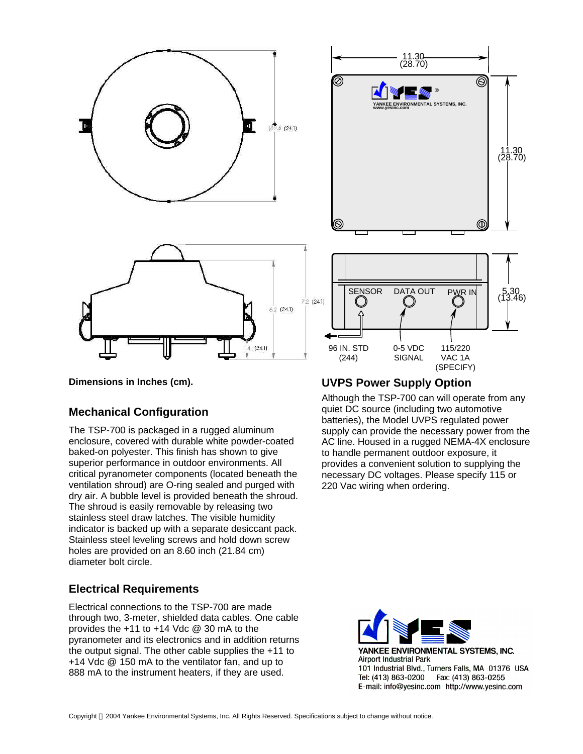11.30
(28.70)

11.30
(28.70)

Ø9.5 (24.1)

YANKEE ENVIRONMENTAL SYSTEMS, INC.
www.yesinc.com

7.2 (24.1)

6.2 (24.1)

1.4 (24.1)

SENSOR DATA OUT PWR IN

5.30
(13.46)

96 IN. STD
(244)

0-5 VDC
SIGNAL

115/220
VAC 1A
(SPECIFY)

**Dimensions in Inches (cm).**

## Mechanical Configuration

The TSP-700 is packaged in a rugged aluminum enclosure, covered with durable white powder-coated baked-on polyester. This finish has shown to give superior performance in outdoor environments. All critical pyranometer components (located beneath the ventilation shroud) are O-ring sealed and purged with dry air. A bubble level is provided beneath the shroud. The shroud is easily removable by releasing two stainless steel draw latches. The visible humidity indicator is backed up with a separate desiccant pack. Stainless steel leveling screws and hold down screw holes are provided on an 8.60 inch (21.84 cm) diameter bolt circle.

## Electrical Requirements

Electrical connections to the TSP-700 are made through two, 3-meter, shielded data cables. One cable provides the +11 to +14 Vdc @ 30 mA to the pyranometer and its electronics and in addition returns the output signal. The other cable supplies the +11 to +14 Vdc @ 150 mA to the ventilator fan, and up to 888 mA to the instrument heaters, if they are used.

## UVPS Power Supply Option

Although the TSP-700 can will operate from any quiet DC source (including two automotive batteries), the Model UVPS regulated power supply can provide the necessary power from the AC line. Housed in a rugged NEMA-4X enclosure to handle permanent outdoor exposure, it provides a convenient solution to supplying the necessary DC voltages. Please specify 115 or 220 Vac wiring when ordering.

**YANKEE ENVIRONMENTAL SYSTEMS, INC.**
Airport Industrial Park
101 Industrial Blvd., Turners Falls, MA 01376 USA
Tel: (413) 863-0200 Fax: (413) 863-0255
E-mail: info@yesinc.com http://www.yesinc.com

Copyright © 2004 Yankee Environmental Systems, Inc. All Rights Reserved. Specifications subject to change without notice.